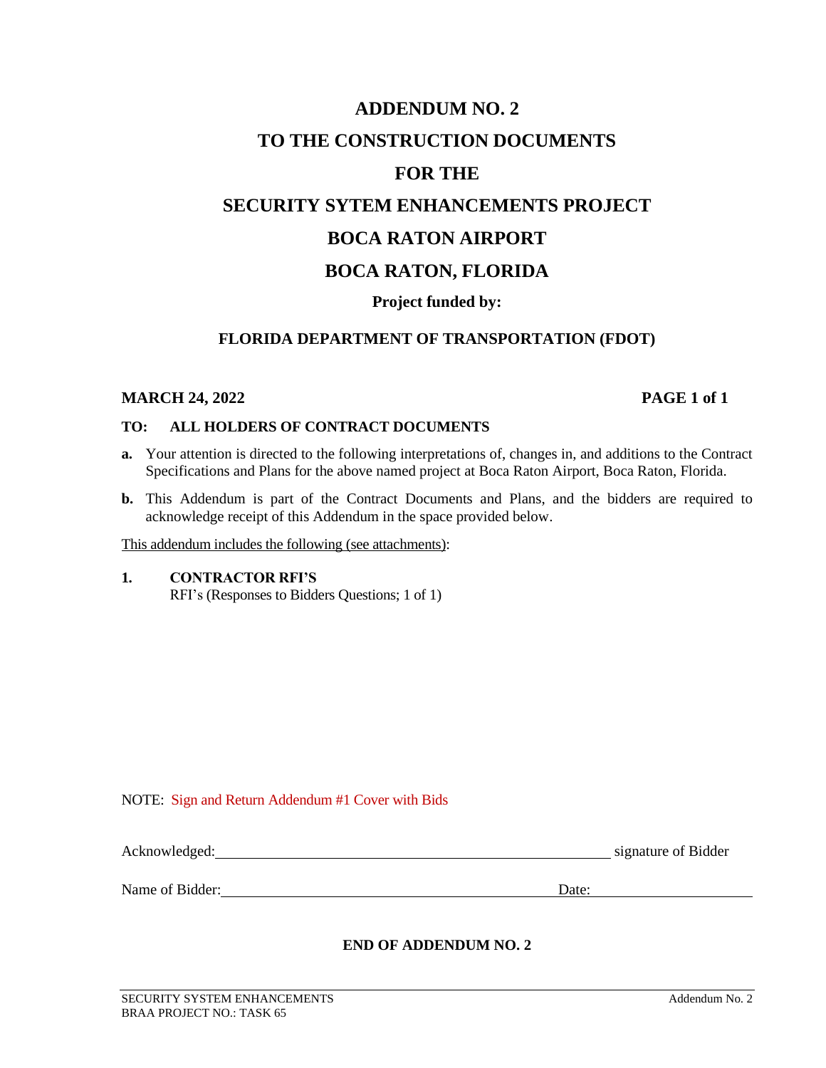# ADDENDUM NO. 2

# TO THE CONSTRUCTION DOCUMENTS

# FOR THE

# SECURITY SYTEM ENHANCEMENTS PROJECT

# BOCA RATON AIRPORT

# BOCA RATON, FLORIDA

**Project funded by:**

**FLORIDA DEPARTMENT OF TRANSPORTATION (FDOT)**

**MARCH 24, 2022** **PAGE 1 of 1**

**TO: ALL HOLDERS OF CONTRACT DOCUMENTS**

**a.** Your attention is directed to the following interpretations of, changes in, and additions to the Contract Specifications and Plans for the above named project at Boca Raton Airport, Boca Raton, Florida.

**b.** This Addendum is part of the Contract Documents and Plans, and the bidders are required to acknowledge receipt of this Addendum in the space provided below.

<u>This addendum includes the following (see attachments)</u>:

**1. CONTRACTOR RFI'S**
RFI's (Responses to Bidders Questions; 1 of 1)

NOTE: Sign and Return Addendum #1 Cover with Bids

Acknowledged:\_\_\_\_\_\_\_\_\_\_\_\_\_\_\_\_\_\_\_\_\_\_\_\_\_\_\_\_\_\_\_\_\_\_\_\_\_\_\_\_ signature of Bidder

Name of Bidder:\_\_\_\_\_\_\_\_\_\_\_\_\_\_\_\_\_\_\_\_\_\_\_\_\_\_\_\_\_\_\_\_ Date:\_\_\_\_\_\_\_\_\_\_\_\_\_\_\_\_

**END OF ADDENDUM NO. 2**

SECURITY SYSTEM ENHANCEMENTS
BRAA PROJECT NO.: TASK 65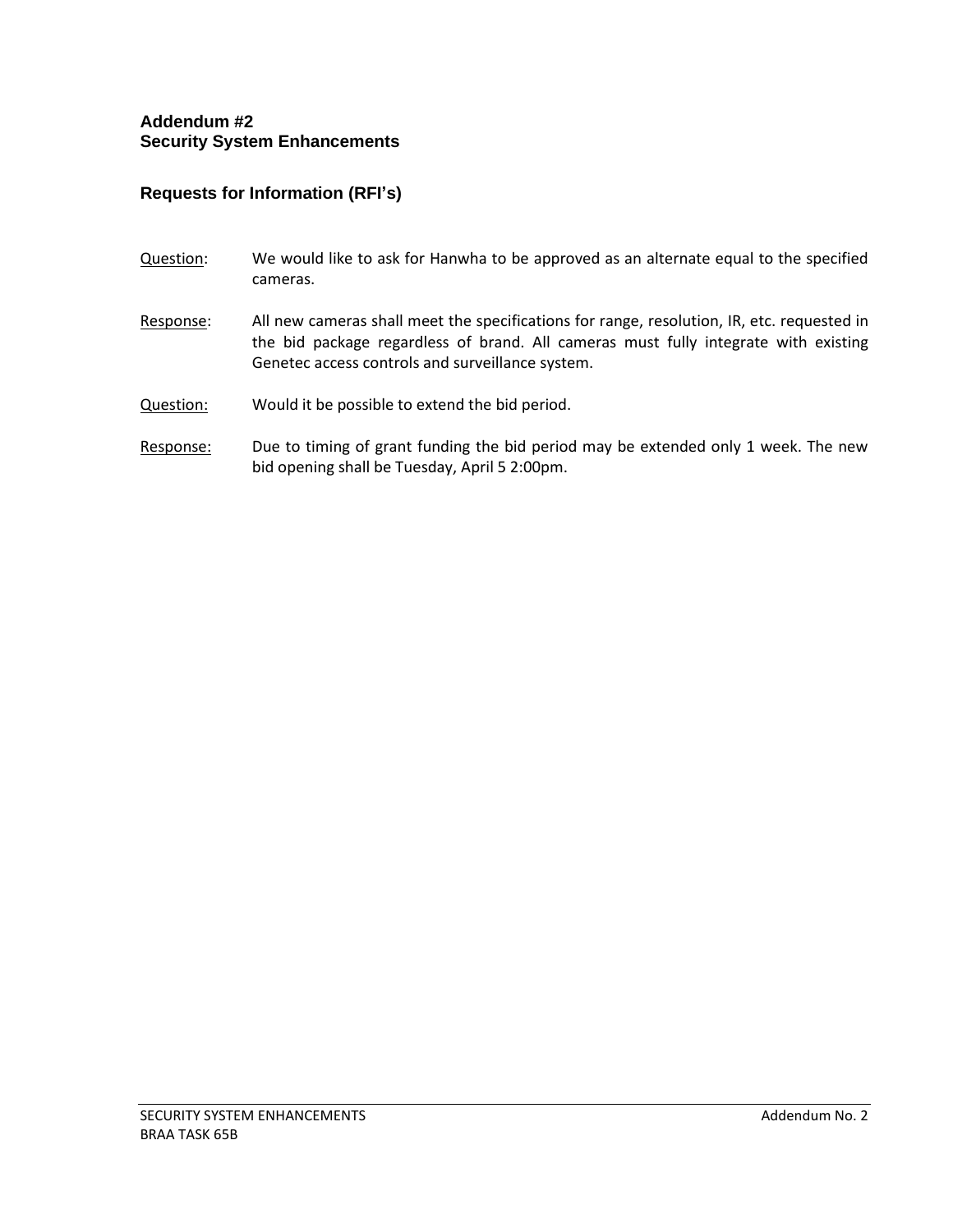**Addendum #2**
**Security System Enhancements**

## Requests for Information (RFI's)

Question: We would like to ask for Hanwha to be approved as an alternate equal to the specified cameras.

Response: All new cameras shall meet the specifications for range, resolution, IR, etc. requested in the bid package regardless of brand. All cameras must fully integrate with existing Genetec access controls and surveillance system.

Question: Would it be possible to extend the bid period.

Response: Due to timing of grant funding the bid period may be extended only 1 week. The new bid opening shall be Tuesday, April 5 2:00pm.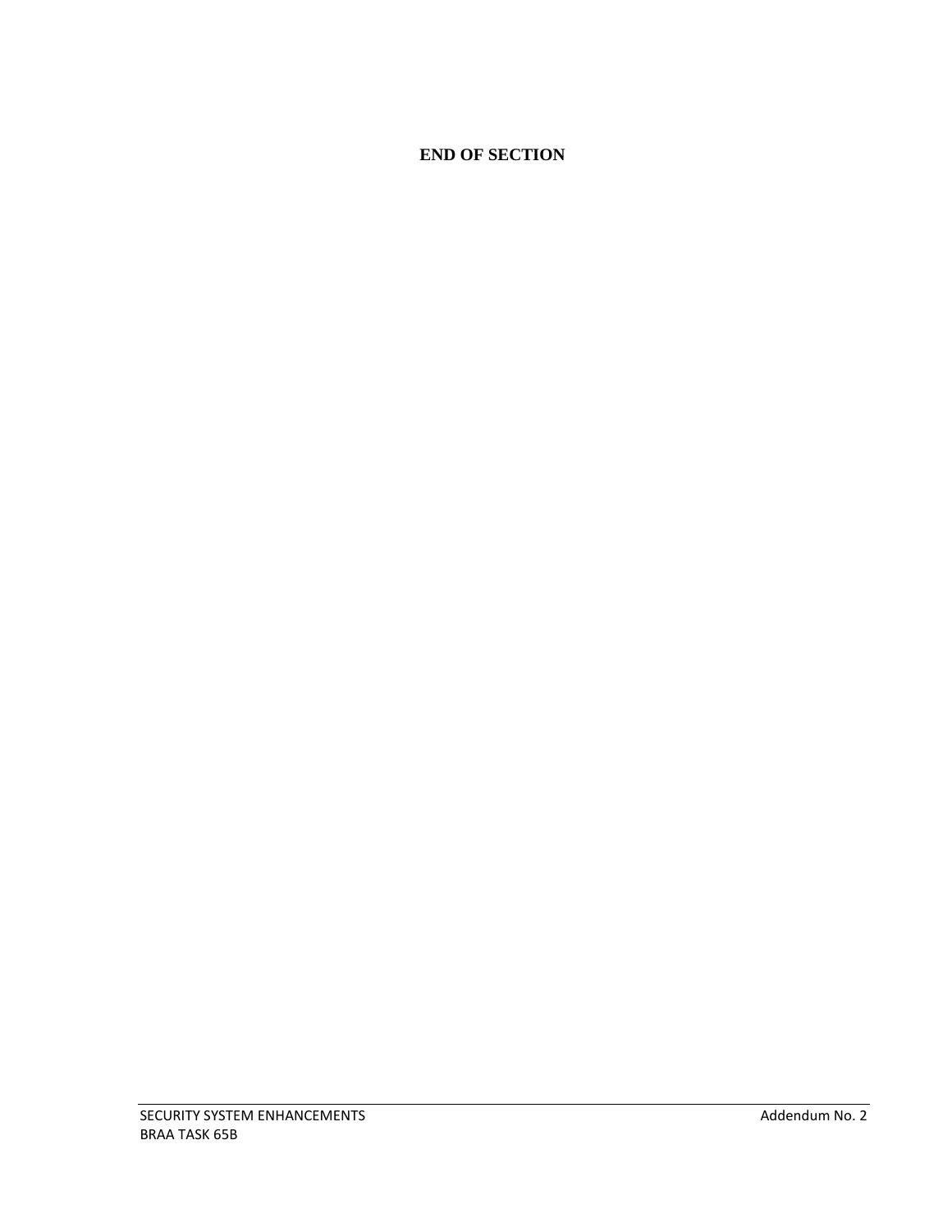**END OF SECTION**